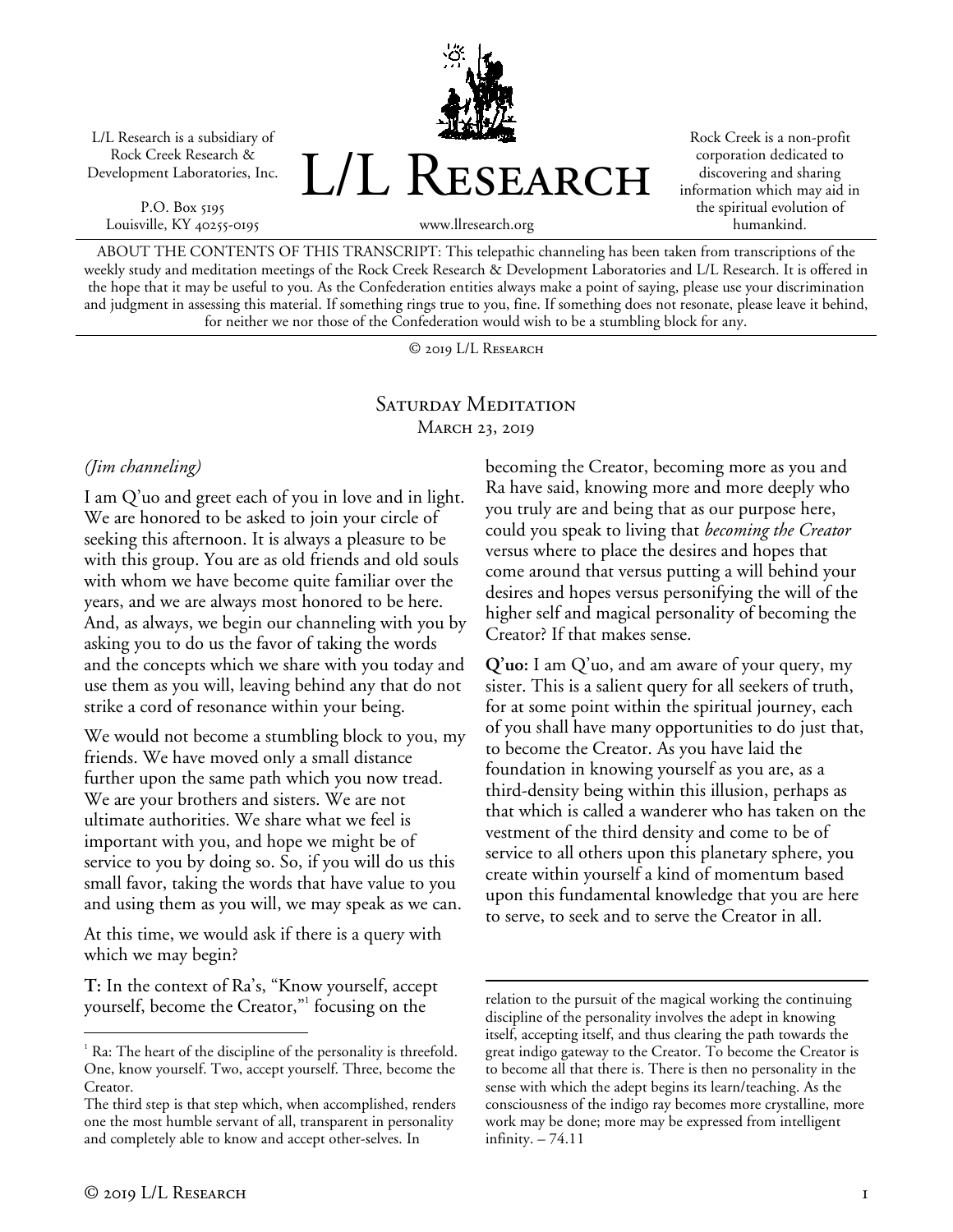L/L Research is a subsidiary of Rock Creek Research & Development Laboratories, Inc.

P.O. Box 5195
Louisville, KY 40255-0195

# L/L Research

www.llresearch.org

Rock Creek is a non-profit corporation dedicated to discovering and sharing information which may aid in the spiritual evolution of humankind.

ABOUT THE CONTENTS OF THIS TRANSCRIPT: This telepathic channeling has been taken from transcriptions of the weekly study and meditation meetings of the Rock Creek Research & Development Laboratories and L/L Research. It is offered in the hope that it may be useful to you. As the Confederation entities always make a point of saying, please use your discrimination and judgment in assessing this material. If something rings true to you, fine. If something does not resonate, please leave it behind, for neither we nor those of the Confederation would wish to be a stumbling block for any.

© 2019 L/L Research

## Saturday Meditation
### March 23, 2019

*(Jim channeling)*

I am Q'uo and greet each of you in love and in light. We are honored to be asked to join your circle of seeking this afternoon. It is always a pleasure to be with this group. You are as old friends and old souls with whom we have become quite familiar over the years, and we are always most honored to be here. And, as always, we begin our channeling with you by asking you to do us the favor of taking the words and the concepts which we share with you today and use them as you will, leaving behind any that do not strike a cord of resonance within your being.

We would not become a stumbling block to you, my friends. We have moved only a small distance further upon the same path which you now tread. We are your brothers and sisters. We are not ultimate authorities. We share what we feel is important with you, and hope we might be of service to you by doing so. So, if you will do us this small favor, taking the words that have value to you and using them as you will, we may speak as we can.

At this time, we would ask if there is a query with which we may begin?

**T:** In the context of Ra's, "Know yourself, accept yourself, become the Creator,"[1] focusing on the becoming the Creator, becoming more as you and Ra have said, knowing more and more deeply who you truly are and being that as our purpose here, could you speak to living that *becoming the Creator* versus where to place the desires and hopes that come around that versus putting a will behind your desires and hopes versus personifying the will of the higher self and magical personality of becoming the Creator? If that makes sense.

**Q'uo:** I am Q'uo, and am aware of your query, my sister. This is a salient query for all seekers of truth, for at some point within the spiritual journey, each of you shall have many opportunities to do just that, to become the Creator. As you have laid the foundation in knowing yourself as you are, as a third-density being within this illusion, perhaps as that which is called a wanderer who has taken on the vestment of the third density and come to be of service to all others upon this planetary sphere, you create within yourself a kind of momentum based upon this fundamental knowledge that you are here to serve, to seek and to serve the Creator in all.

---

[1] Ra: The heart of the discipline of the personality is threefold. One, know yourself. Two, accept yourself. Three, become the Creator.

The third step is that step which, when accomplished, renders one the most humble servant of all, transparent in personality and completely able to know and accept other-selves. In relation to the pursuit of the magical working the continuing discipline of the personality involves the adept in knowing itself, accepting itself, and thus clearing the path towards the great indigo gateway to the Creator. To become the Creator is to become all that there is. There is then no personality in the sense with which the adept begins its learn/teaching. As the consciousness of the indigo ray becomes more crystalline, more work may be done; more may be expressed from intelligent infinity. – 74.11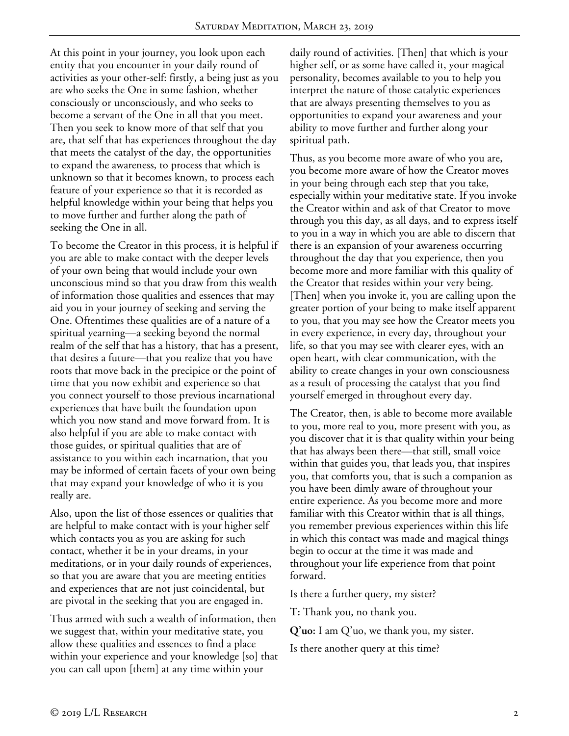At this point in your journey, you look upon each entity that you encounter in your daily round of activities as your other-self: firstly, a being just as you are who seeks the One in some fashion, whether consciously or unconsciously, and who seeks to become a servant of the One in all that you meet. Then you seek to know more of that self that you are, that self that has experiences throughout the day that meets the catalyst of the day, the opportunities to expand the awareness, to process that which is unknown so that it becomes known, to process each feature of your experience so that it is recorded as helpful knowledge within your being that helps you to move further and further along the path of seeking the One in all.

To become the Creator in this process, it is helpful if you are able to make contact with the deeper levels of your own being that would include your own unconscious mind so that you draw from this wealth of information those qualities and essences that may aid you in your journey of seeking and serving the One. Oftentimes these qualities are of a nature of a spiritual yearning—a seeking beyond the normal realm of the self that has a history, that has a present, that desires a future—that you realize that you have roots that move back in the precipice or the point of time that you now exhibit and experience so that you connect yourself to those previous incarnational experiences that have built the foundation upon which you now stand and move forward from. It is also helpful if you are able to make contact with those guides, or spiritual qualities that are of assistance to you within each incarnation, that you may be informed of certain facets of your own being that may expand your knowledge of who it is you really are.

Also, upon the list of those essences or qualities that are helpful to make contact with is your higher self which contacts you as you are asking for such contact, whether it be in your dreams, in your meditations, or in your daily rounds of experiences, so that you are aware that you are meeting entities and experiences that are not just coincidental, but are pivotal in the seeking that you are engaged in.

Thus armed with such a wealth of information, then we suggest that, within your meditative state, you allow these qualities and essences to find a place within your experience and your knowledge [so] that you can call upon [them] at any time within your daily round of activities. [Then] that which is your higher self, or as some have called it, your magical personality, becomes available to you to help you interpret the nature of those catalytic experiences that are always presenting themselves to you as opportunities to expand your awareness and your ability to move further and further along your spiritual path.

Thus, as you become more aware of who you are, you become more aware of how the Creator moves in your being through each step that you take, especially within your meditative state. If you invoke the Creator within and ask of that Creator to move through you this day, as all days, and to express itself to you in a way in which you are able to discern that there is an expansion of your awareness occurring throughout the day that you experience, then you become more and more familiar with this quality of the Creator that resides within your very being. [Then] when you invoke it, you are calling upon the greater portion of your being to make itself apparent to you, that you may see how the Creator meets you in every experience, in every day, throughout your life, so that you may see with clearer eyes, with an open heart, with clear communication, with the ability to create changes in your own consciousness as a result of processing the catalyst that you find yourself emerged in throughout every day.

The Creator, then, is able to become more available to you, more real to you, more present with you, as you discover that it is that quality within your being that has always been there—that still, small voice within that guides you, that leads you, that inspires you, that comforts you, that is such a companion as you have been dimly aware of throughout your entire experience. As you become more and more familiar with this Creator within that is all things, you remember previous experiences within this life in which this contact was made and magical things begin to occur at the time it was made and throughout your life experience from that point forward.

Is there a further query, my sister?

**T:** Thank you, no thank you.

**Q'uo:** I am Q'uo, we thank you, my sister.

Is there another query at this time?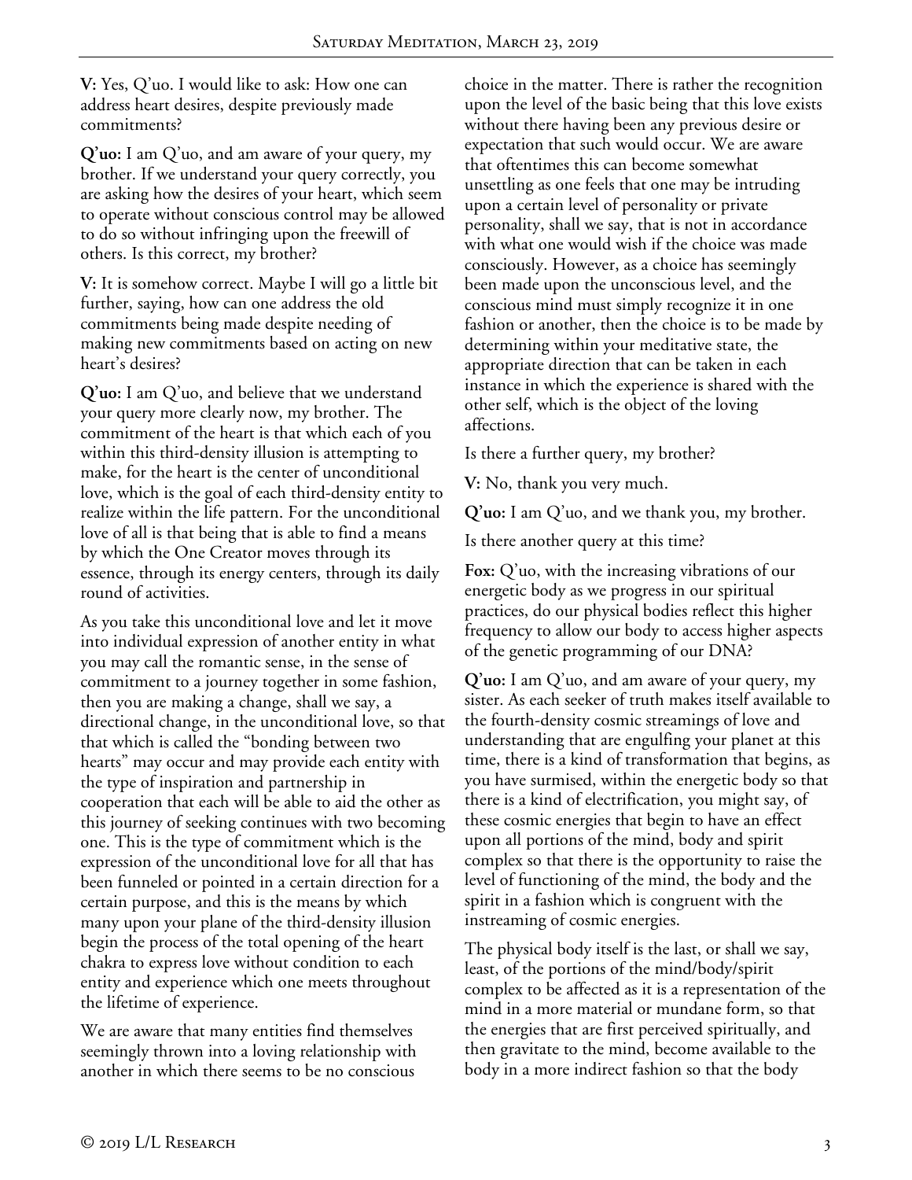**V:** Yes, Q'uo. I would like to ask: How one can address heart desires, despite previously made commitments?

**Q'uo:** I am Q'uo, and am aware of your query, my brother. If we understand your query correctly, you are asking how the desires of your heart, which seem to operate without conscious control may be allowed to do so without infringing upon the freewill of others. Is this correct, my brother?

**V:** It is somehow correct. Maybe I will go a little bit further, saying, how can one address the old commitments being made despite needing of making new commitments based on acting on new heart's desires?

**Q'uo:** I am Q'uo, and believe that we understand your query more clearly now, my brother. The commitment of the heart is that which each of you within this third-density illusion is attempting to make, for the heart is the center of unconditional love, which is the goal of each third-density entity to realize within the life pattern. For the unconditional love of all is that being that is able to find a means by which the One Creator moves through its essence, through its energy centers, through its daily round of activities.

As you take this unconditional love and let it move into individual expression of another entity in what you may call the romantic sense, in the sense of commitment to a journey together in some fashion, then you are making a change, shall we say, a directional change, in the unconditional love, so that that which is called the "bonding between two hearts" may occur and may provide each entity with the type of inspiration and partnership in cooperation that each will be able to aid the other as this journey of seeking continues with two becoming one. This is the type of commitment which is the expression of the unconditional love for all that has been funneled or pointed in a certain direction for a certain purpose, and this is the means by which many upon your plane of the third-density illusion begin the process of the total opening of the heart chakra to express love without condition to each entity and experience which one meets throughout the lifetime of experience.

We are aware that many entities find themselves seemingly thrown into a loving relationship with another in which there seems to be no conscious choice in the matter. There is rather the recognition upon the level of the basic being that this love exists without there having been any previous desire or expectation that such would occur. We are aware that oftentimes this can become somewhat unsettling as one feels that one may be intruding upon a certain level of personality or private personality, shall we say, that is not in accordance with what one would wish if the choice was made consciously. However, as a choice has seemingly been made upon the unconscious level, and the conscious mind must simply recognize it in one fashion or another, then the choice is to be made by determining within your meditative state, the appropriate direction that can be taken in each instance in which the experience is shared with the other self, which is the object of the loving affections.

Is there a further query, my brother?

**V:** No, thank you very much.

**Q'uo:** I am Q'uo, and we thank you, my brother.

Is there another query at this time?

**Fox:** Q'uo, with the increasing vibrations of our energetic body as we progress in our spiritual practices, do our physical bodies reflect this higher frequency to allow our body to access higher aspects of the genetic programming of our DNA?

**Q'uo:** I am Q'uo, and am aware of your query, my sister. As each seeker of truth makes itself available to the fourth-density cosmic streamings of love and understanding that are engulfing your planet at this time, there is a kind of transformation that begins, as you have surmised, within the energetic body so that there is a kind of electrification, you might say, of these cosmic energies that begin to have an effect upon all portions of the mind, body and spirit complex so that there is the opportunity to raise the level of functioning of the mind, the body and the spirit in a fashion which is congruent with the instreaming of cosmic energies.

The physical body itself is the last, or shall we say, least, of the portions of the mind/body/spirit complex to be affected as it is a representation of the mind in a more material or mundane form, so that the energies that are first perceived spiritually, and then gravitate to the mind, become available to the body in a more indirect fashion so that the body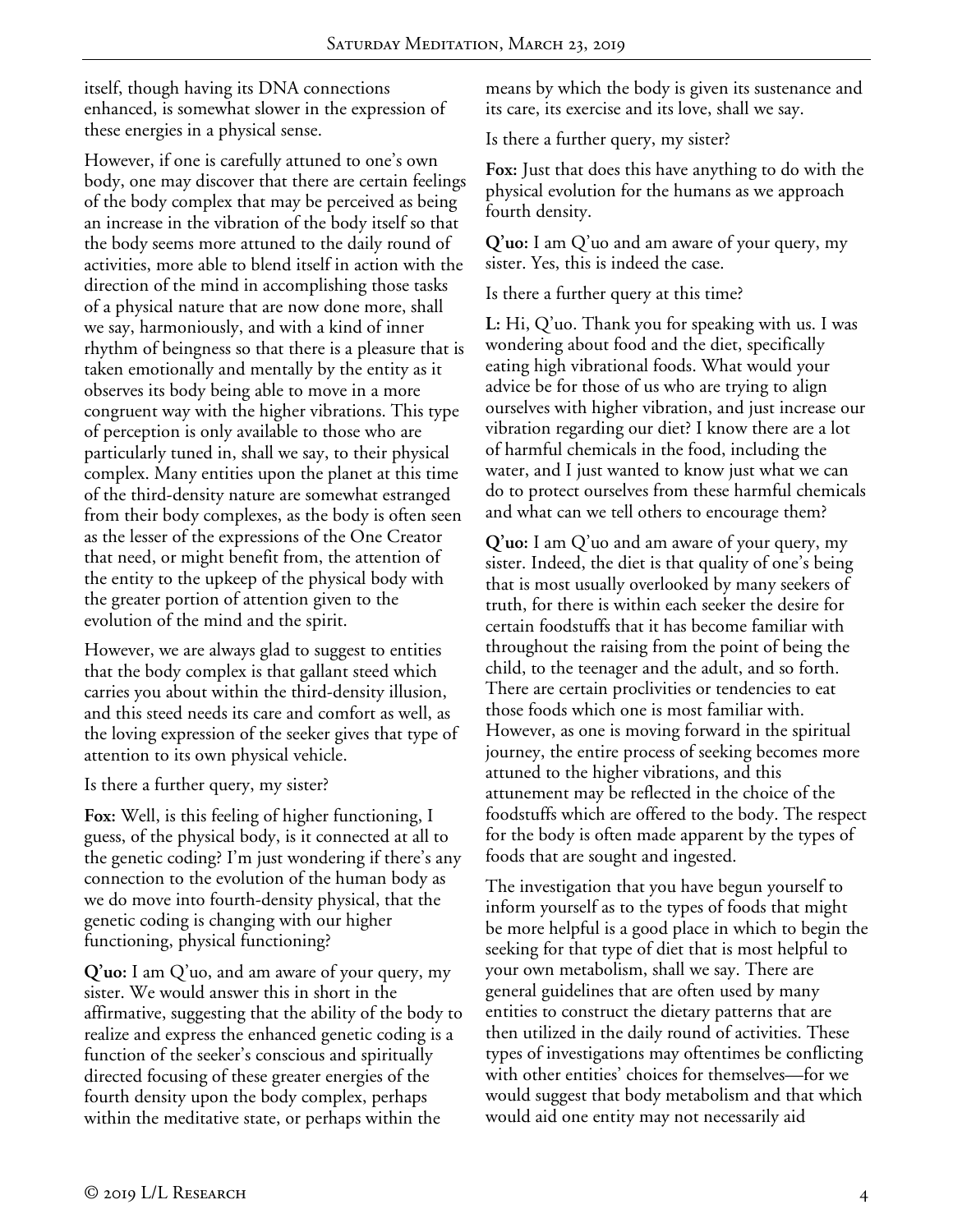itself, though having its DNA connections enhanced, is somewhat slower in the expression of these energies in a physical sense.

However, if one is carefully attuned to one's own body, one may discover that there are certain feelings of the body complex that may be perceived as being an increase in the vibration of the body itself so that the body seems more attuned to the daily round of activities, more able to blend itself in action with the direction of the mind in accomplishing those tasks of a physical nature that are now done more, shall we say, harmoniously, and with a kind of inner rhythm of beingness so that there is a pleasure that is taken emotionally and mentally by the entity as it observes its body being able to move in a more congruent way with the higher vibrations. This type of perception is only available to those who are particularly tuned in, shall we say, to their physical complex. Many entities upon the planet at this time of the third-density nature are somewhat estranged from their body complexes, as the body is often seen as the lesser of the expressions of the One Creator that need, or might benefit from, the attention of the entity to the upkeep of the physical body with the greater portion of attention given to the evolution of the mind and the spirit.

However, we are always glad to suggest to entities that the body complex is that gallant steed which carries you about within the third-density illusion, and this steed needs its care and comfort as well, as the loving expression of the seeker gives that type of attention to its own physical vehicle.

Is there a further query, my sister?

**Fox:** Well, is this feeling of higher functioning, I guess, of the physical body, is it connected at all to the genetic coding? I'm just wondering if there's any connection to the evolution of the human body as we do move into fourth-density physical, that the genetic coding is changing with our higher functioning, physical functioning?

**Q'uo:** I am Q'uo, and am aware of your query, my sister. We would answer this in short in the affirmative, suggesting that the ability of the body to realize and express the enhanced genetic coding is a function of the seeker's conscious and spiritually directed focusing of these greater energies of the fourth density upon the body complex, perhaps within the meditative state, or perhaps within the means by which the body is given its sustenance and its care, its exercise and its love, shall we say.

Is there a further query, my sister?

**Fox:** Just that does this have anything to do with the physical evolution for the humans as we approach fourth density.

**Q'uo:** I am Q'uo and am aware of your query, my sister. Yes, this is indeed the case.

Is there a further query at this time?

**L:** Hi, Q'uo. Thank you for speaking with us. I was wondering about food and the diet, specifically eating high vibrational foods. What would your advice be for those of us who are trying to align ourselves with higher vibration, and just increase our vibration regarding our diet? I know there are a lot of harmful chemicals in the food, including the water, and I just wanted to know just what we can do to protect ourselves from these harmful chemicals and what can we tell others to encourage them?

**Q'uo:** I am Q'uo and am aware of your query, my sister. Indeed, the diet is that quality of one's being that is most usually overlooked by many seekers of truth, for there is within each seeker the desire for certain foodstuffs that it has become familiar with throughout the raising from the point of being the child, to the teenager and the adult, and so forth. There are certain proclivities or tendencies to eat those foods which one is most familiar with. However, as one is moving forward in the spiritual journey, the entire process of seeking becomes more attuned to the higher vibrations, and this attunement may be reflected in the choice of the foodstuffs which are offered to the body. The respect for the body is often made apparent by the types of foods that are sought and ingested.

The investigation that you have begun yourself to inform yourself as to the types of foods that might be more helpful is a good place in which to begin the seeking for that type of diet that is most helpful to your own metabolism, shall we say. There are general guidelines that are often used by many entities to construct the dietary patterns that are then utilized in the daily round of activities. These types of investigations may oftentimes be conflicting with other entities' choices for themselves—for we would suggest that body metabolism and that which would aid one entity may not necessarily aid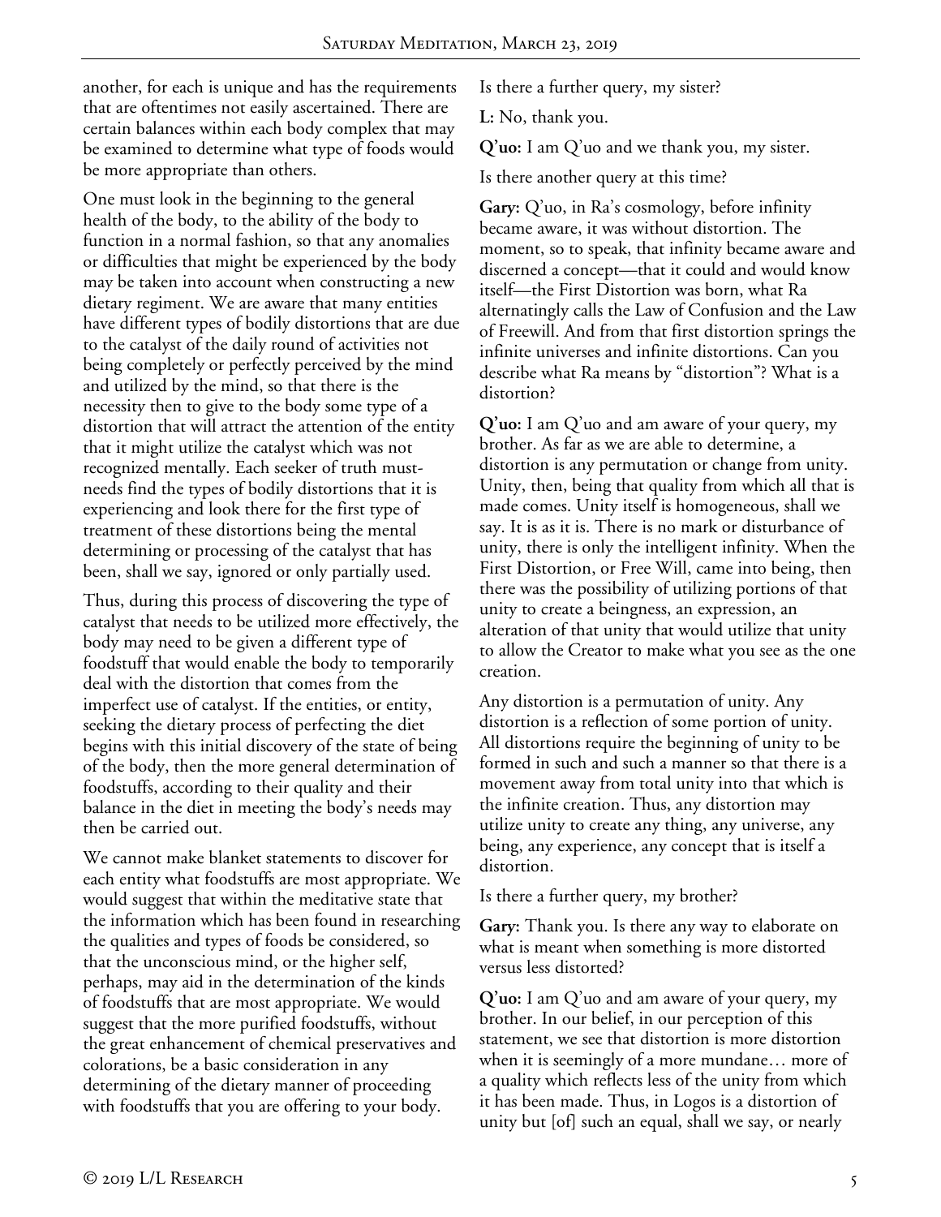another, for each is unique and has the requirements that are oftentimes not easily ascertained. There are certain balances within each body complex that may be examined to determine what type of foods would be more appropriate than others.

One must look in the beginning to the general health of the body, to the ability of the body to function in a normal fashion, so that any anomalies or difficulties that might be experienced by the body may be taken into account when constructing a new dietary regiment. We are aware that many entities have different types of bodily distortions that are due to the catalyst of the daily round of activities not being completely or perfectly perceived by the mind and utilized by the mind, so that there is the necessity then to give to the body some type of a distortion that will attract the attention of the entity that it might utilize the catalyst which was not recognized mentally. Each seeker of truth must-needs find the types of bodily distortions that it is experiencing and look there for the first type of treatment of these distortions being the mental determining or processing of the catalyst that has been, shall we say, ignored or only partially used.

Thus, during this process of discovering the type of catalyst that needs to be utilized more effectively, the body may need to be given a different type of foodstuff that would enable the body to temporarily deal with the distortion that comes from the imperfect use of catalyst. If the entities, or entity, seeking the dietary process of perfecting the diet begins with this initial discovery of the state of being of the body, then the more general determination of foodstuffs, according to their quality and their balance in the diet in meeting the body's needs may then be carried out.

We cannot make blanket statements to discover for each entity what foodstuffs are most appropriate. We would suggest that within the meditative state that the information which has been found in researching the qualities and types of foods be considered, so that the unconscious mind, or the higher self, perhaps, may aid in the determination of the kinds of foodstuffs that are most appropriate. We would suggest that the more purified foodstuffs, without the great enhancement of chemical preservatives and colorations, be a basic consideration in any determining of the dietary manner of proceeding with foodstuffs that you are offering to your body.

Is there a further query, my sister?

**L:** No, thank you.

**Q'uo:** I am Q'uo and we thank you, my sister.

Is there another query at this time?

**Gary:** Q'uo, in Ra's cosmology, before infinity became aware, it was without distortion. The moment, so to speak, that infinity became aware and discerned a concept—that it could and would know itself—the First Distortion was born, what Ra alternatingly calls the Law of Confusion and the Law of Freewill. And from that first distortion springs the infinite universes and infinite distortions. Can you describe what Ra means by "distortion"? What is a distortion?

**Q'uo:** I am Q'uo and am aware of your query, my brother. As far as we are able to determine, a distortion is any permutation or change from unity. Unity, then, being that quality from which all that is made comes. Unity itself is homogeneous, shall we say. It is as it is. There is no mark or disturbance of unity, there is only the intelligent infinity. When the First Distortion, or Free Will, came into being, then there was the possibility of utilizing portions of that unity to create a beingness, an expression, an alteration of that unity that would utilize that unity to allow the Creator to make what you see as the one creation.

Any distortion is a permutation of unity. Any distortion is a reflection of some portion of unity. All distortions require the beginning of unity to be formed in such and such a manner so that there is a movement away from total unity into that which is the infinite creation. Thus, any distortion may utilize unity to create any thing, any universe, any being, any experience, any concept that is itself a distortion.

Is there a further query, my brother?

**Gary:** Thank you. Is there any way to elaborate on what is meant when something is more distorted versus less distorted?

**Q'uo:** I am Q'uo and am aware of your query, my brother. In our belief, in our perception of this statement, we see that distortion is more distortion when it is seemingly of a more mundane… more of a quality which reflects less of the unity from which it has been made. Thus, in Logos is a distortion of unity but [of] such an equal, shall we say, or nearly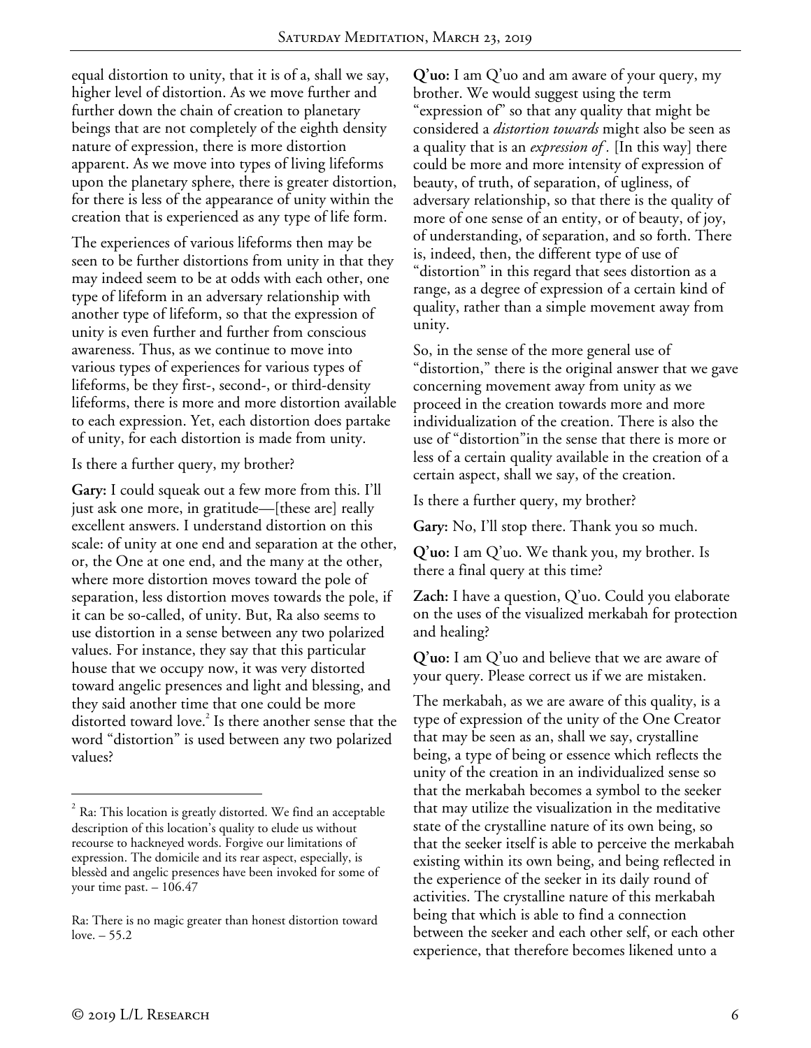equal distortion to unity, that it is of a, shall we say, higher level of distortion. As we move further and further down the chain of creation to planetary beings that are not completely of the eighth density nature of expression, there is more distortion apparent. As we move into types of living lifeforms upon the planetary sphere, there is greater distortion, for there is less of the appearance of unity within the creation that is experienced as any type of life form.

The experiences of various lifeforms then may be seen to be further distortions from unity in that they may indeed seem to be at odds with each other, one type of lifeform in an adversary relationship with another type of lifeform, so that the expression of unity is even further and further from conscious awareness. Thus, as we continue to move into various types of experiences for various types of lifeforms, be they first-, second-, or third-density lifeforms, there is more and more distortion available to each expression. Yet, each distortion does partake of unity, for each distortion is made from unity.

Is there a further query, my brother?

**Gary:** I could squeak out a few more from this. I'll just ask one more, in gratitude—[these are] really excellent answers. I understand distortion on this scale: of unity at one end and separation at the other, or, the One at one end, and the many at the other, where more distortion moves toward the pole of separation, less distortion moves towards the pole, if it can be so-called, of unity. But, Ra also seems to use distortion in a sense between any two polarized values. For instance, they say that this particular house that we occupy now, it was very distorted toward angelic presences and light and blessing, and they said another time that one could be more distorted toward love.[2] Is there another sense that the word "distortion" is used between any two polarized values?

**Q'uo:** I am Q'uo and am aware of your query, my brother. We would suggest using the term "expression of" so that any quality that might be considered a *distortion towards* might also be seen as a quality that is an *expression of*. [In this way] there could be more and more intensity of expression of beauty, of truth, of separation, of ugliness, of adversary relationship, so that there is the quality of more of one sense of an entity, or of beauty, of joy, of understanding, of separation, and so forth. There is, indeed, then, the different type of use of "distortion" in this regard that sees distortion as a range, as a degree of expression of a certain kind of quality, rather than a simple movement away from unity.

So, in the sense of the more general use of "distortion," there is the original answer that we gave concerning movement away from unity as we proceed in the creation towards more and more individualization of the creation. There is also the use of "distortion"in the sense that there is more or less of a certain quality available in the creation of a certain aspect, shall we say, of the creation.

Is there a further query, my brother?

**Gary:** No, I'll stop there. Thank you so much.

**Q'uo:** I am Q'uo. We thank you, my brother. Is there a final query at this time?

**Zach:** I have a question, Q'uo. Could you elaborate on the uses of the visualized merkabah for protection and healing?

**Q'uo:** I am Q'uo and believe that we are aware of your query. Please correct us if we are mistaken.

The merkabah, as we are aware of this quality, is a type of expression of the unity of the One Creator that may be seen as an, shall we say, crystalline being, a type of being or essence which reflects the unity of the creation in an individualized sense so that the merkabah becomes a symbol to the seeker that may utilize the visualization in the meditative state of the crystalline nature of its own being, so that the seeker itself is able to perceive the merkabah existing within its own being, and being reflected in the experience of the seeker in its daily round of activities. The crystalline nature of this merkabah being that which is able to find a connection between the seeker and each other self, or each other experience, that therefore becomes likened unto a

---

[2] Ra: This location is greatly distorted. We find an acceptable description of this location's quality to elude us without recourse to hackneyed words. Forgive our limitations of expression. The domicile and its rear aspect, especially, is blessèd and angelic presences have been invoked for some of your time past. – 106.47

Ra: There is no magic greater than honest distortion toward love. – 55.2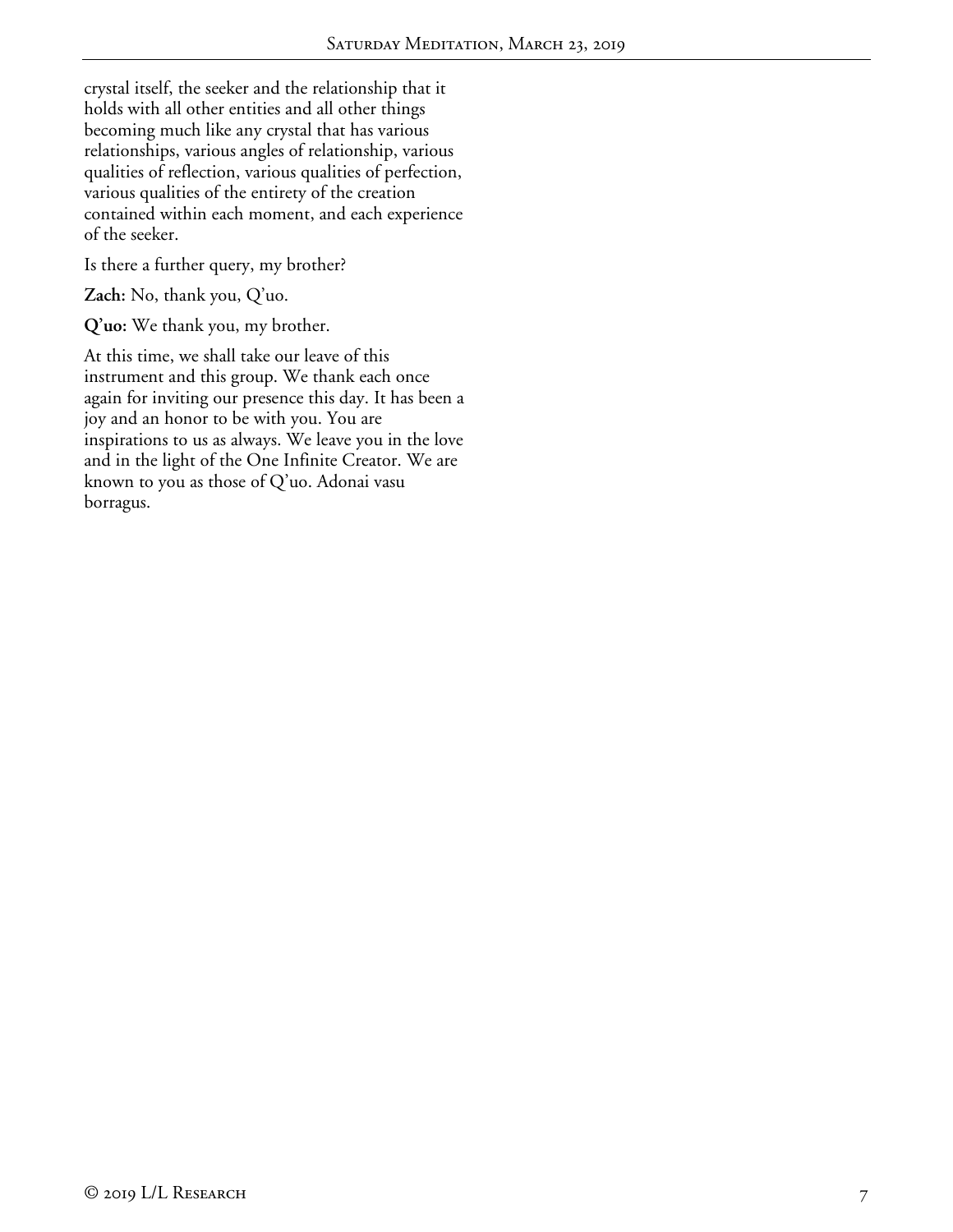crystal itself, the seeker and the relationship that it holds with all other entities and all other things becoming much like any crystal that has various relationships, various angles of relationship, various qualities of reflection, various qualities of perfection, various qualities of the entirety of the creation contained within each moment, and each experience of the seeker.

Is there a further query, my brother?

**Zach:** No, thank you, Q'uo.

**Q'uo:** We thank you, my brother.

At this time, we shall take our leave of this instrument and this group. We thank each once again for inviting our presence this day. It has been a joy and an honor to be with you. You are inspirations to us as always. We leave you in the love and in the light of the One Infinite Creator. We are known to you as those of Q'uo. Adonai vasu borragus.